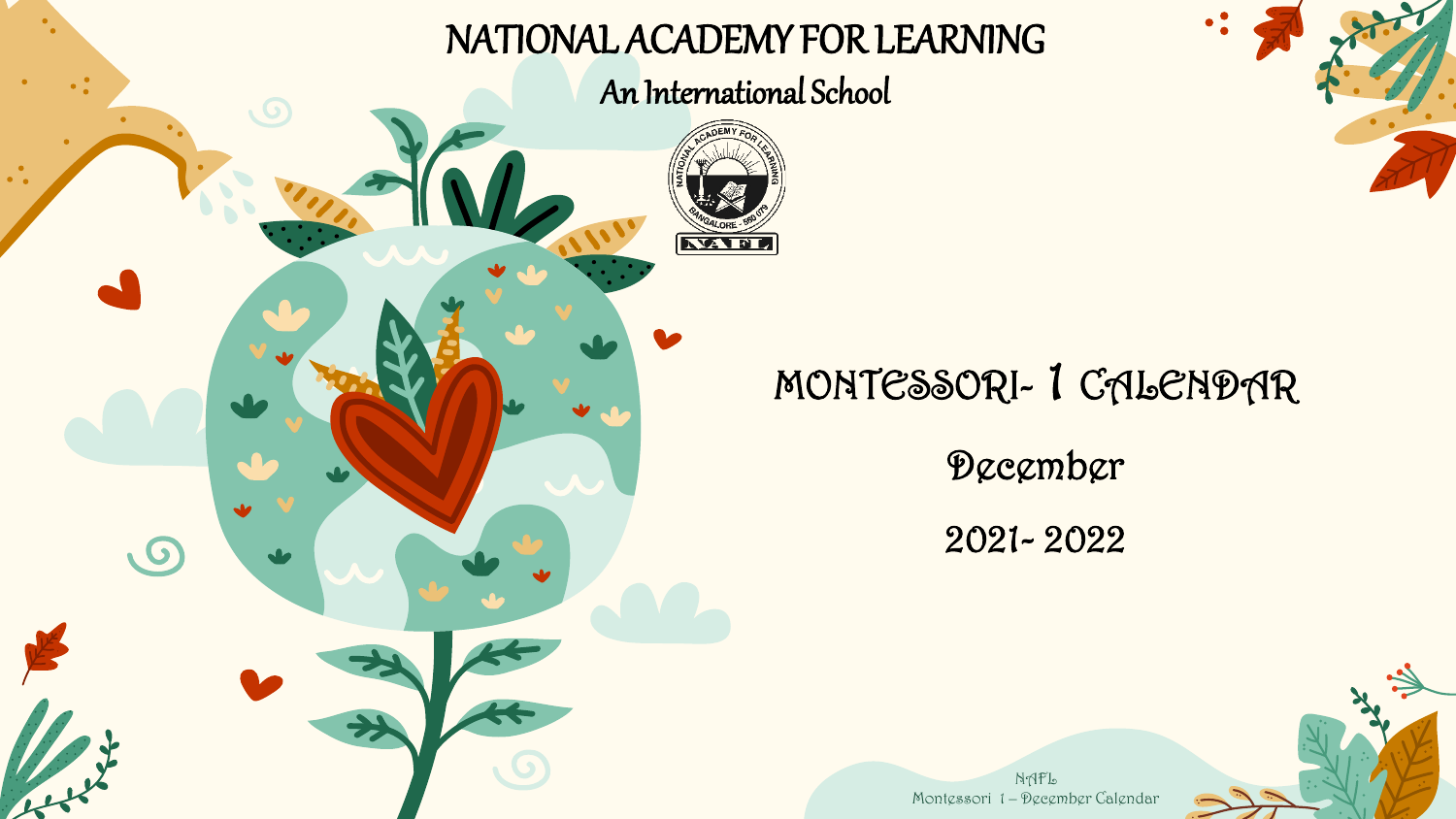# NATIONAL ACADEMY FOR LEARNING

## An International School

NAFL

# MONTESSORI- 1 CALENDAR

## December

## 2021- 2022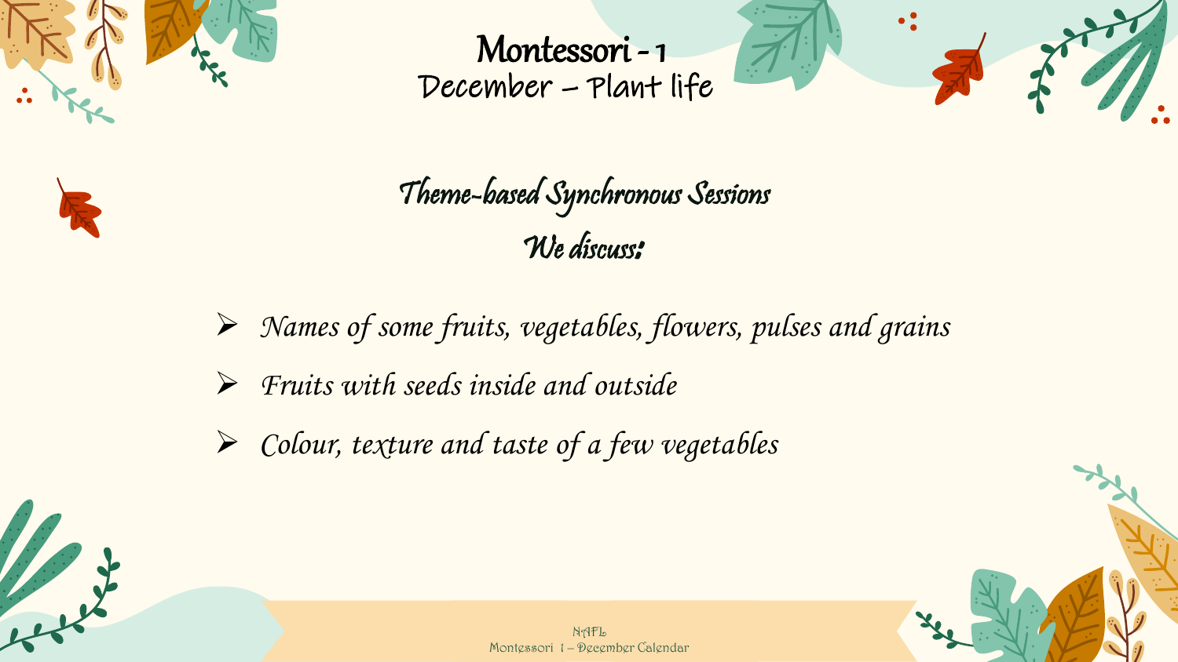# Montessori - 1

## December – Plant life

### *Theme-based Synchronous Sessions*

### *We discuss:*

- *Names of some fruits, vegetables, flowers, pulses and grains*
- *Fruits with seeds inside and outside*
- *Colour, texture and taste of a few vegetables*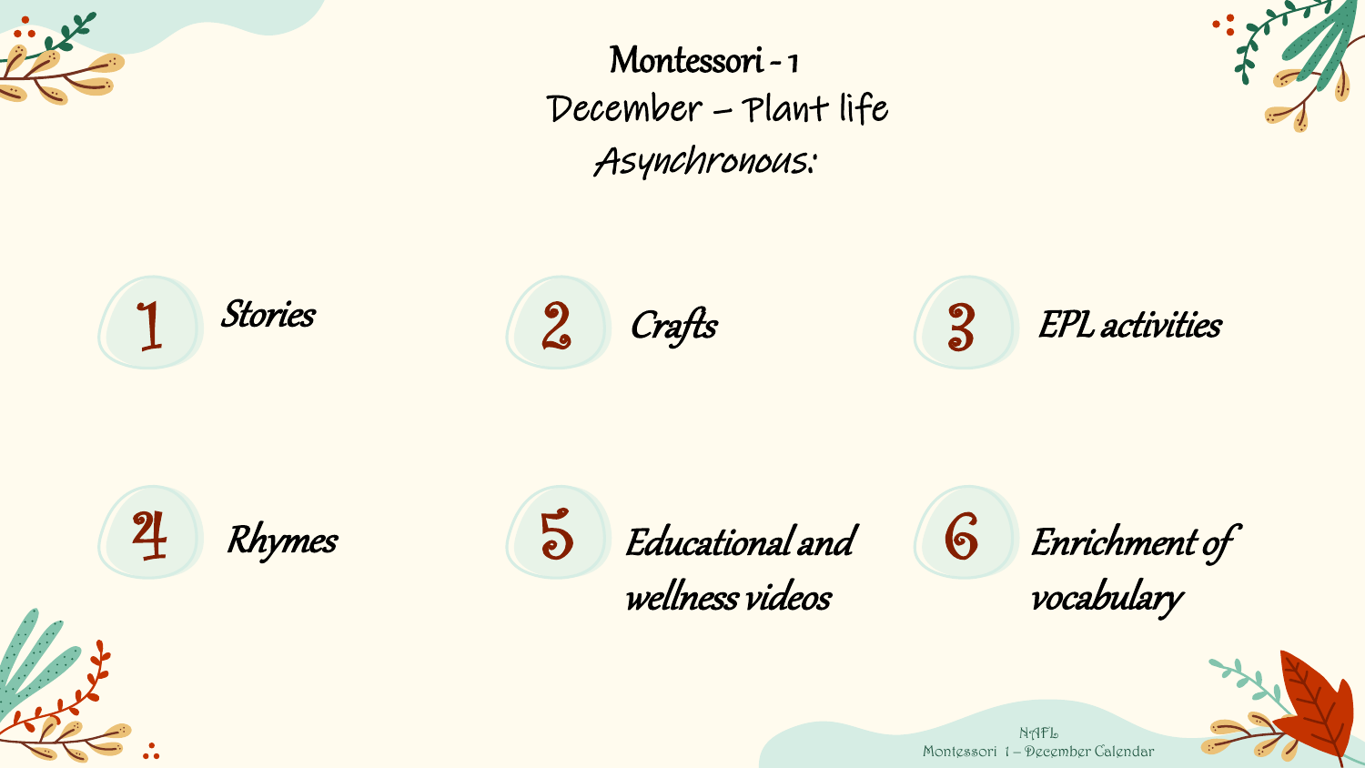# Montessori - 1

## December – Plant life

### Asynchronous:

1. *Stories*
2. *Crafts*
3. *EPL activities*
4. *Rhymes*
5. *Educational and wellness videos*
6. *Enrichment of vocabulary*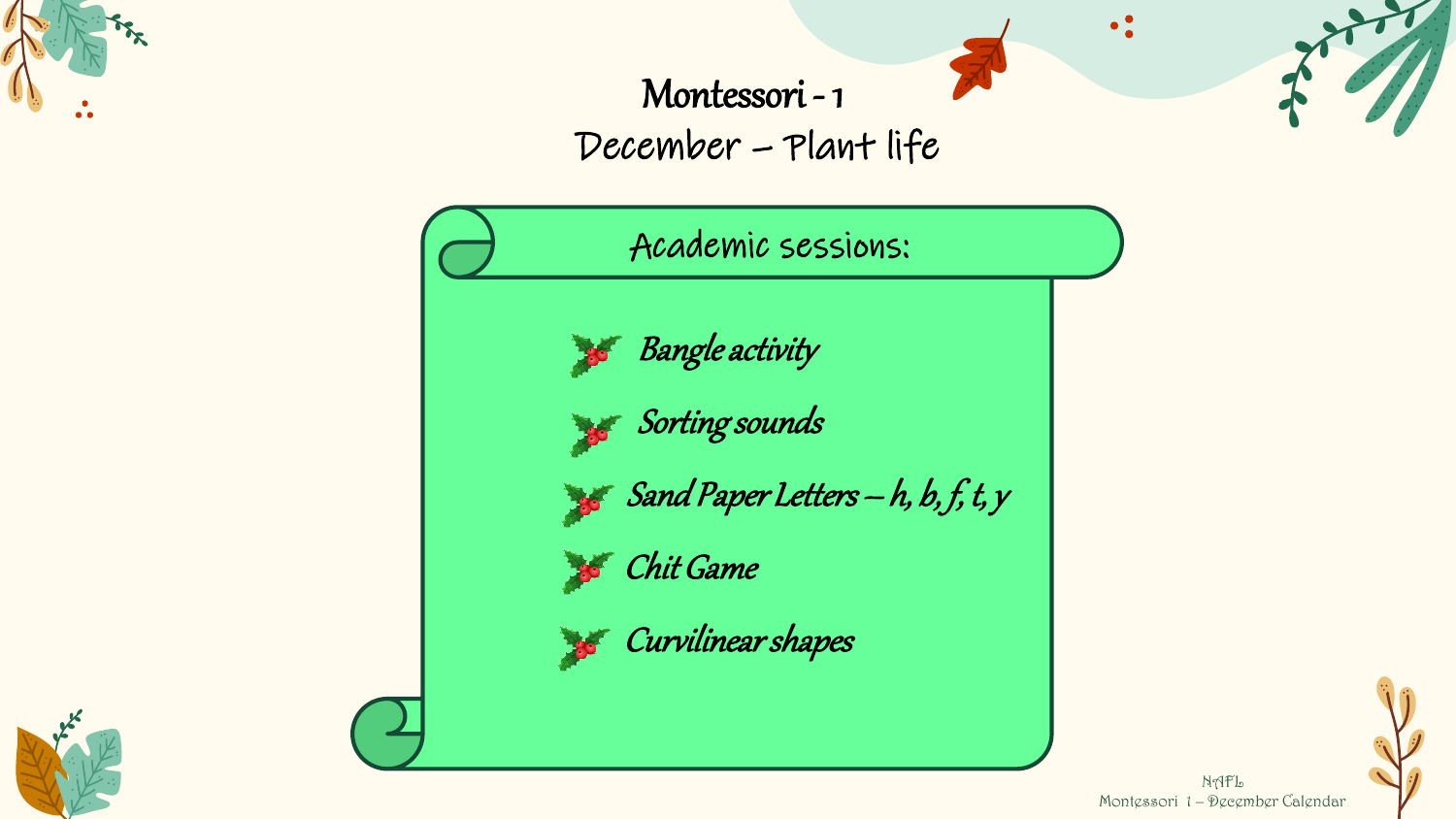# Montessori - 1

## December – Plant life

### Academic sessions:

- *Bangle activity*
- *Sorting sounds*
- *Sand Paper Letters – h, b, f, t, y*
- *Chit Game*
- *Curvilinear shapes*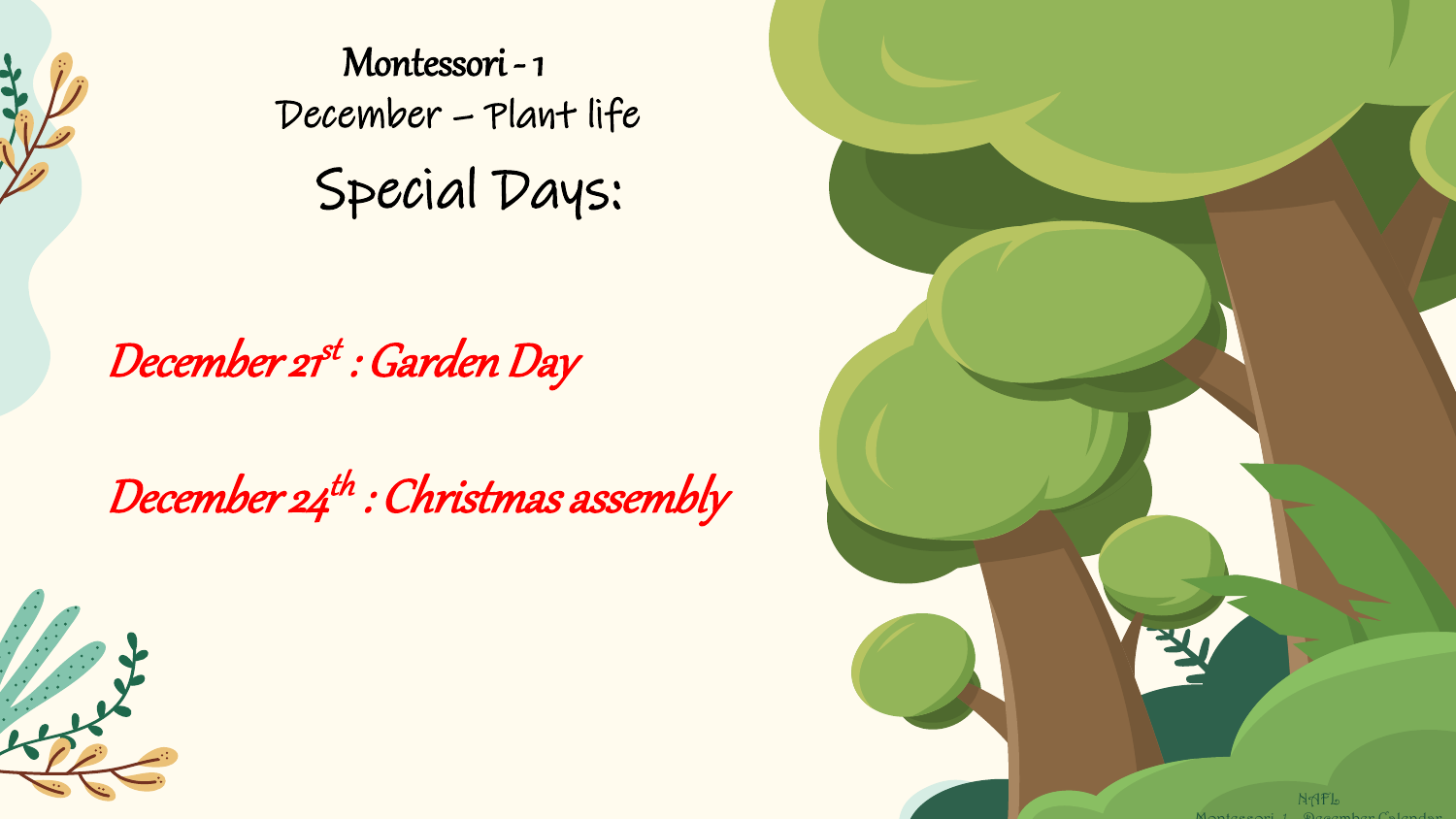# Montessori - 1

## December – Plant life

## Special Days:

*December 21st : Garden Day*

*December 24th : Christmas assembly*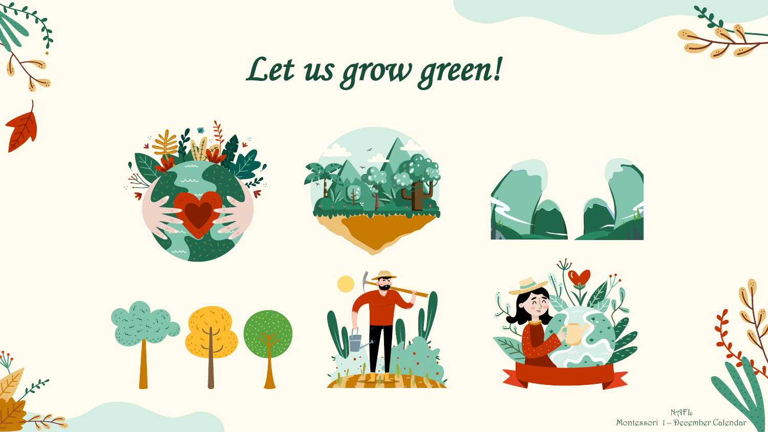# *Let us grow green!*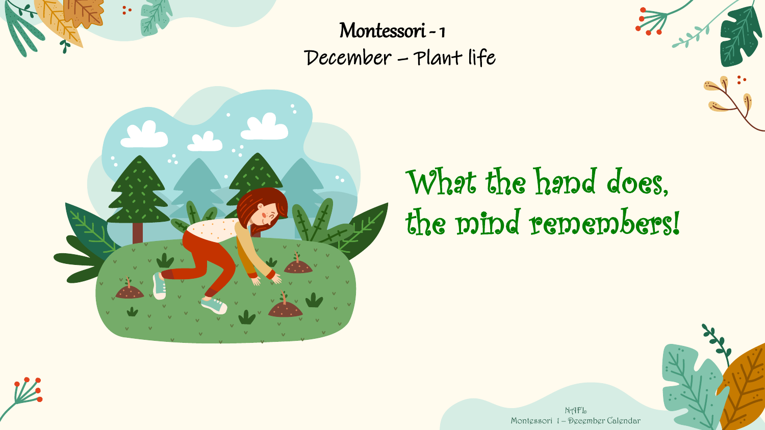# Montessori - 1

## December – Plant life

What the hand does, the mind remembers!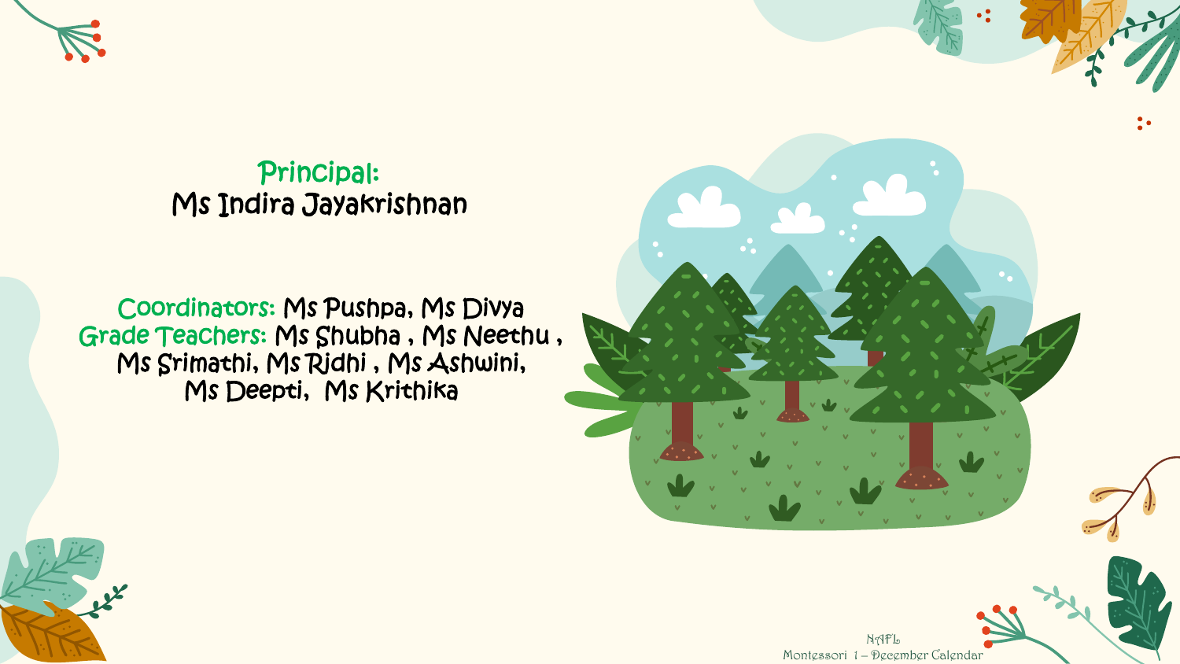**Principal:**
Ms Indira Jayakrishnan

**Coordinators:** Ms Pushpa, Ms Divya
**Grade Teachers:** Ms Shubha , Ms Neethu , Ms Srimathi, Ms Ridhi , Ms Ashwini, Ms Deepti, Ms Krithika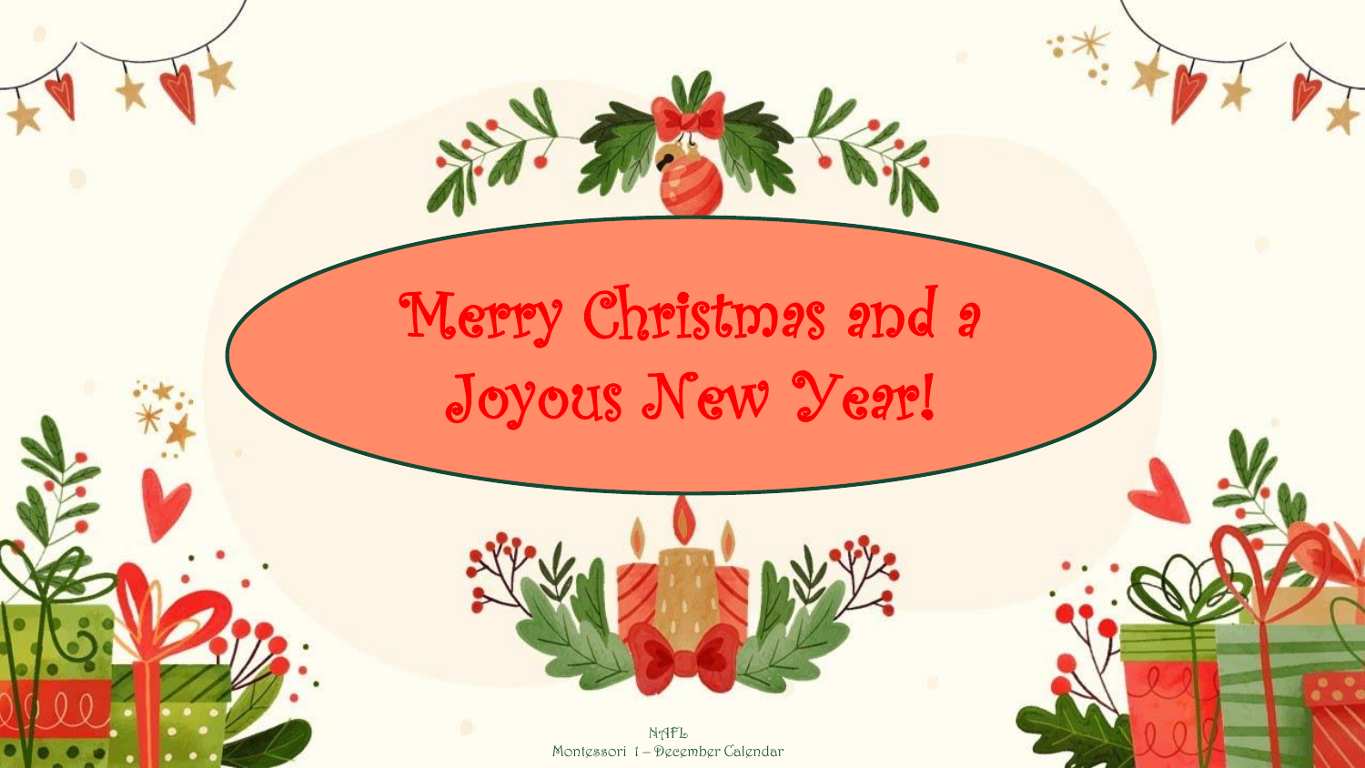# Merry Christmas and a Joyous New Year!

NAFL

Montessori 1 – December Calendar